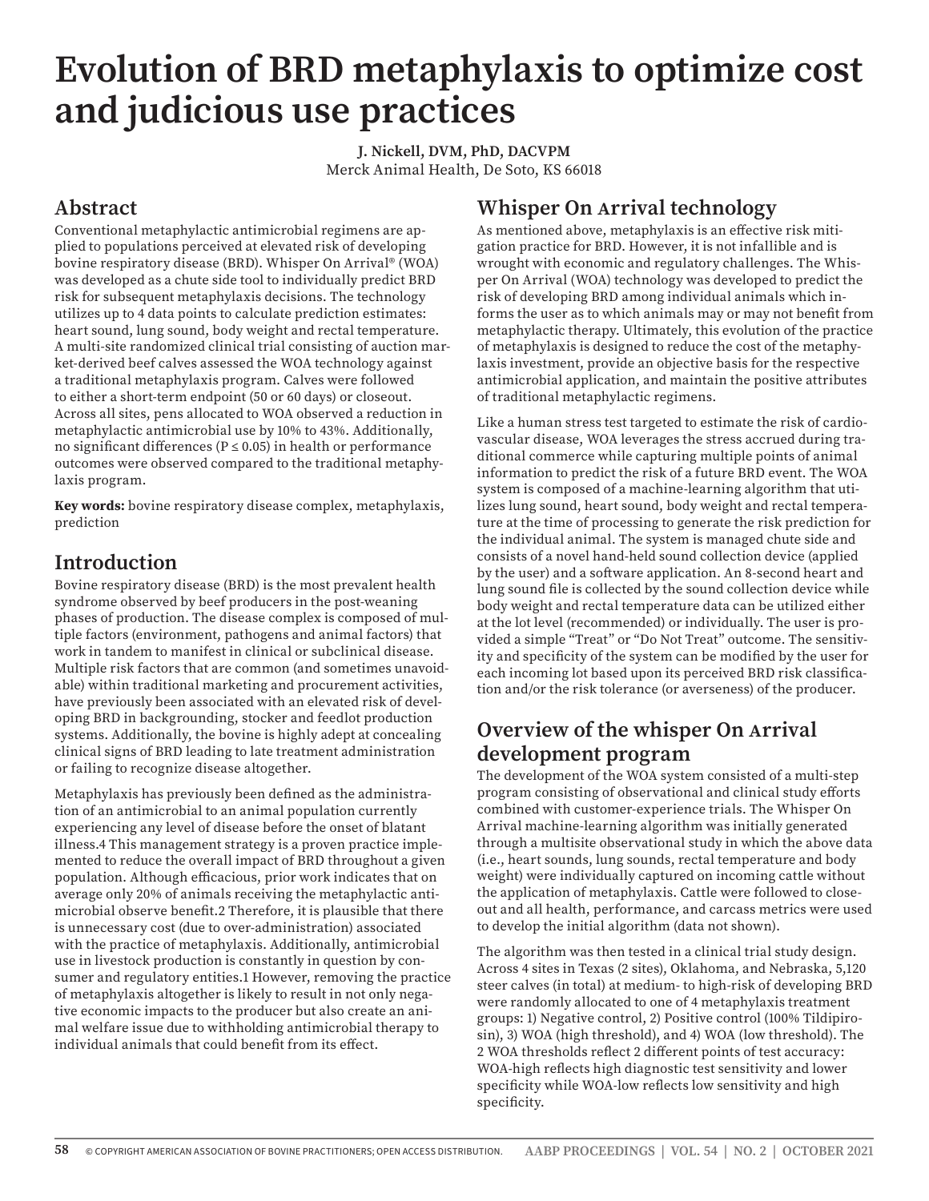# Evolution of BRD metaphylaxis to optimize cost and judicious use practices

**J. Nickell, DVM, PhD, DACVPM**
Merck Animal Health, De Soto, KS 66018

## Abstract

Conventional metaphylactic antimicrobial regimens are applied to populations perceived at elevated risk of developing bovine respiratory disease (BRD). Whisper On Arrival® (WOA) was developed as a chute side tool to individually predict BRD risk for subsequent metaphylaxis decisions. The technology utilizes up to 4 data points to calculate prediction estimates: heart sound, lung sound, body weight and rectal temperature. A multi-site randomized clinical trial consisting of auction market-derived beef calves assessed the WOA technology against a traditional metaphylaxis program. Calves were followed to either a short-term endpoint (50 or 60 days) or closeout. Across all sites, pens allocated to WOA observed a reduction in metaphylactic antimicrobial use by 10% to 43%. Additionally, no significant differences ($P \leq 0.05$) in health or performance outcomes were observed compared to the traditional metaphylaxis program.

**Key words:** bovine respiratory disease complex, metaphylaxis, prediction

## Introduction

Bovine respiratory disease (BRD) is the most prevalent health syndrome observed by beef producers in the post-weaning phases of production. The disease complex is composed of multiple factors (environment, pathogens and animal factors) that work in tandem to manifest in clinical or subclinical disease. Multiple risk factors that are common (and sometimes unavoidable) within traditional marketing and procurement activities, have previously been associated with an elevated risk of developing BRD in backgrounding, stocker and feedlot production systems. Additionally, the bovine is highly adept at concealing clinical signs of BRD leading to late treatment administration or failing to recognize disease altogether.

Metaphylaxis has previously been defined as the administration of an antimicrobial to an animal population currently experiencing any level of disease before the onset of blatant illness.4 This management strategy is a proven practice implemented to reduce the overall impact of BRD throughout a given population. Although efficacious, prior work indicates that on average only 20% of animals receiving the metaphylactic antimicrobial observe benefit.2 Therefore, it is plausible that there is unnecessary cost (due to over-administration) associated with the practice of metaphylaxis. Additionally, antimicrobial use in livestock production is constantly in question by consumer and regulatory entities.1 However, removing the practice of metaphylaxis altogether is likely to result in not only negative economic impacts to the producer but also create an animal welfare issue due to withholding antimicrobial therapy to individual animals that could benefit from its effect.

## Whisper On Arrival technology

As mentioned above, metaphylaxis is an effective risk mitigation practice for BRD. However, it is not infallible and is wrought with economic and regulatory challenges. The Whisper On Arrival (WOA) technology was developed to predict the risk of developing BRD among individual animals which informs the user as to which animals may or may not benefit from metaphylactic therapy. Ultimately, this evolution of the practice of metaphylaxis is designed to reduce the cost of the metaphylaxis investment, provide an objective basis for the respective antimicrobial application, and maintain the positive attributes of traditional metaphylactic regimens.

Like a human stress test targeted to estimate the risk of cardiovascular disease, WOA leverages the stress accrued during traditional commerce while capturing multiple points of animal information to predict the risk of a future BRD event. The WOA system is composed of a machine-learning algorithm that utilizes lung sound, heart sound, body weight and rectal temperature at the time of processing to generate the risk prediction for the individual animal. The system is managed chute side and consists of a novel hand-held sound collection device (applied by the user) and a software application. An 8-second heart and lung sound file is collected by the sound collection device while body weight and rectal temperature data can be utilized either at the lot level (recommended) or individually. The user is provided a simple "Treat" or "Do Not Treat" outcome. The sensitivity and specificity of the system can be modified by the user for each incoming lot based upon its perceived BRD risk classification and/or the risk tolerance (or averseness) of the producer.

## Overview of the whisper On Arrival development program

The development of the WOA system consisted of a multi-step program consisting of observational and clinical study efforts combined with customer-experience trials. The Whisper On Arrival machine-learning algorithm was initially generated through a multisite observational study in which the above data (i.e., heart sounds, lung sounds, rectal temperature and body weight) were individually captured on incoming cattle without the application of metaphylaxis. Cattle were followed to closeout and all health, performance, and carcass metrics were used to develop the initial algorithm (data not shown).

The algorithm was then tested in a clinical trial study design. Across 4 sites in Texas (2 sites), Oklahoma, and Nebraska, 5,120 steer calves (in total) at medium- to high-risk of developing BRD were randomly allocated to one of 4 metaphylaxis treatment groups: 1) Negative control, 2) Positive control (100% Tildipirosin), 3) WOA (high threshold), and 4) WOA (low threshold). The 2 WOA thresholds reflect 2 different points of test accuracy: WOA-high reflects high diagnostic test sensitivity and lower specificity while WOA-low reflects low sensitivity and high specificity.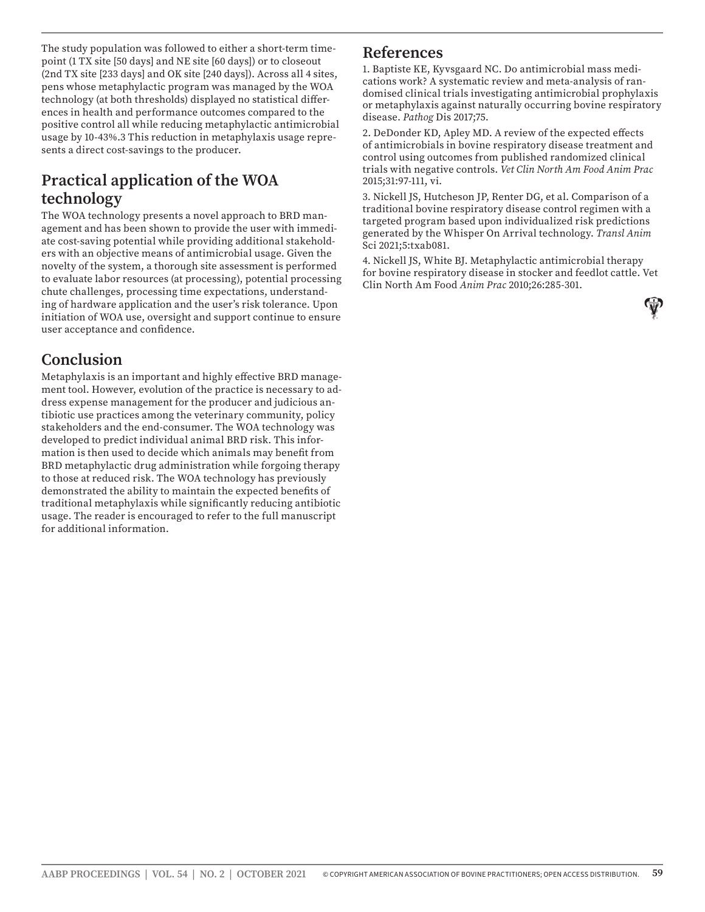The study population was followed to either a short-term timepoint (1 TX site [50 days] and NE site [60 days]) or to closeout (2nd TX site [233 days] and OK site [240 days]). Across all 4 sites, pens whose metaphylactic program was managed by the WOA technology (at both thresholds) displayed no statistical differences in health and performance outcomes compared to the positive control all while reducing metaphylactic antimicrobial usage by 10-43%.3 This reduction in metaphylaxis usage represents a direct cost-savings to the producer.

## Practical application of the WOA technology

The WOA technology presents a novel approach to BRD management and has been shown to provide the user with immediate cost-saving potential while providing additional stakeholders with an objective means of antimicrobial usage. Given the novelty of the system, a thorough site assessment is performed to evaluate labor resources (at processing), potential processing chute challenges, processing time expectations, understanding of hardware application and the user's risk tolerance. Upon initiation of WOA use, oversight and support continue to ensure user acceptance and confidence.

## Conclusion

Metaphylaxis is an important and highly effective BRD management tool. However, evolution of the practice is necessary to address expense management for the producer and judicious antibiotic use practices among the veterinary community, policy stakeholders and the end-consumer. The WOA technology was developed to predict individual animal BRD risk. This information is then used to decide which animals may benefit from BRD metaphylactic drug administration while forgoing therapy to those at reduced risk. The WOA technology has previously demonstrated the ability to maintain the expected benefits of traditional metaphylaxis while significantly reducing antibiotic usage. The reader is encouraged to refer to the full manuscript for additional information.

## References

1. Baptiste KE, Kyvsgaard NC. Do antimicrobial mass medications work? A systematic review and meta-analysis of randomised clinical trials investigating antimicrobial prophylaxis or metaphylaxis against naturally occurring bovine respiratory disease. *Pathog* Dis 2017;75.

2. DeDonder KD, Apley MD. A review of the expected effects of antimicrobials in bovine respiratory disease treatment and control using outcomes from published randomized clinical trials with negative controls. *Vet Clin North Am Food Anim Prac* 2015;31:97-111, vi.

3. Nickell JS, Hutcheson JP, Renter DG, et al. Comparison of a traditional bovine respiratory disease control regimen with a targeted program based upon individualized risk predictions generated by the Whisper On Arrival technology. *Transl Anim* Sci 2021;5:txab081.

4. Nickell JS, White BJ. Metaphylactic antimicrobial therapy for bovine respiratory disease in stocker and feedlot cattle. Vet Clin North Am Food *Anim Prac* 2010;26:285-301.